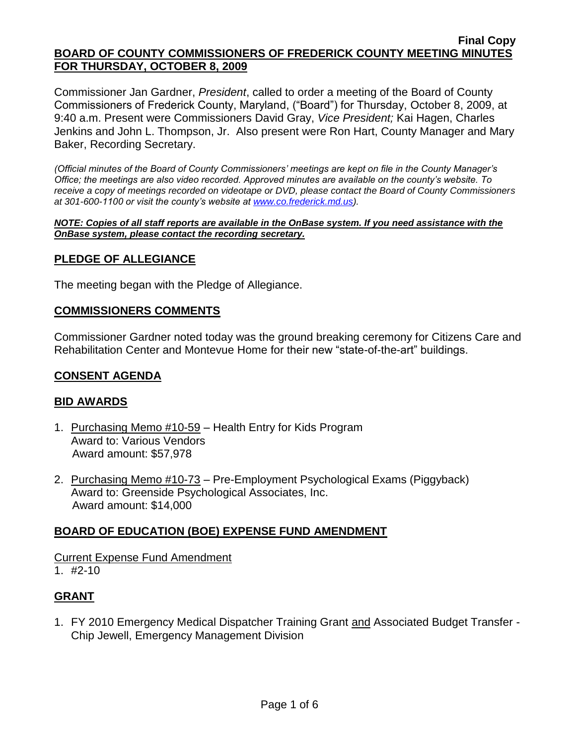**Final Copy**

# BOARD OF COUNTY COMMISSIONERS OF FREDERICK COUNTY MEETING MINUTES FOR THURSDAY, OCTOBER 8, 2009

Commissioner Jan Gardner, *President*, called to order a meeting of the Board of County Commissioners of Frederick County, Maryland, ("Board") for Thursday, October 8, 2009, at 9:40 a.m. Present were Commissioners David Gray, *Vice President;* Kai Hagen, Charles Jenkins and John L. Thompson, Jr. Also present were Ron Hart, County Manager and Mary Baker, Recording Secretary.

*(Official minutes of the Board of County Commissioners' meetings are kept on file in the County Manager's Office; the meetings are also video recorded. Approved minutes are available on the county's website. To receive a copy of meetings recorded on videotape or DVD, please contact the Board of County Commissioners at 301-600-1100 or visit the county's website at www.co.frederick.md.us).*

***NOTE: Copies of all staff reports are available in the OnBase system. If you need assistance with the OnBase system, please contact the recording secretary.***

## PLEDGE OF ALLEGIANCE

The meeting began with the Pledge of Allegiance.

## COMMISSIONERS COMMENTS

Commissioner Gardner noted today was the ground breaking ceremony for Citizens Care and Rehabilitation Center and Montevue Home for their new "state-of-the-art" buildings.

## CONSENT AGENDA

## BID AWARDS

1. Purchasing Memo #10-59 – Health Entry for Kids Program
   Award to: Various Vendors
   Award amount: $57,978

2. Purchasing Memo #10-73 – Pre-Employment Psychological Exams (Piggyback)
   Award to: Greenside Psychological Associates, Inc.
   Award amount: $14,000

## BOARD OF EDUCATION (BOE) EXPENSE FUND AMENDMENT

Current Expense Fund Amendment

1. #2-10

## GRANT

1. FY 2010 Emergency Medical Dispatcher Training Grant and Associated Budget Transfer - Chip Jewell, Emergency Management Division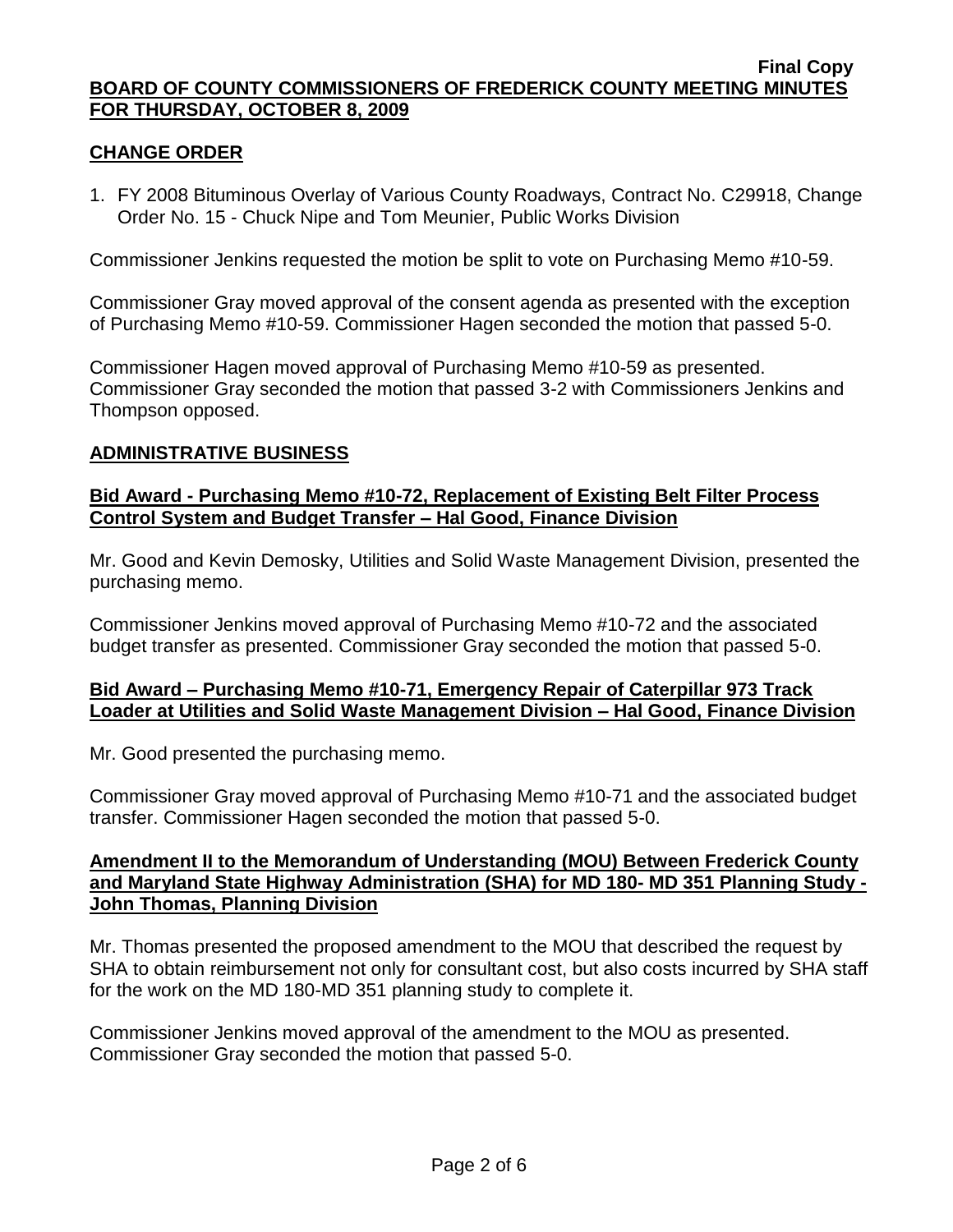## CHANGE ORDER

1. FY 2008 Bituminous Overlay of Various County Roadways, Contract No. C29918, Change Order No. 15 - Chuck Nipe and Tom Meunier, Public Works Division

Commissioner Jenkins requested the motion be split to vote on Purchasing Memo #10-59.

Commissioner Gray moved approval of the consent agenda as presented with the exception of Purchasing Memo #10-59. Commissioner Hagen seconded the motion that passed 5-0.

Commissioner Hagen moved approval of Purchasing Memo #10-59 as presented. Commissioner Gray seconded the motion that passed 3-2 with Commissioners Jenkins and Thompson opposed.

## ADMINISTRATIVE BUSINESS

### Bid Award - Purchasing Memo #10-72, Replacement of Existing Belt Filter Process Control System and Budget Transfer – Hal Good, Finance Division

Mr. Good and Kevin Demosky, Utilities and Solid Waste Management Division, presented the purchasing memo.

Commissioner Jenkins moved approval of Purchasing Memo #10-72 and the associated budget transfer as presented. Commissioner Gray seconded the motion that passed 5-0.

### Bid Award – Purchasing Memo #10-71, Emergency Repair of Caterpillar 973 Track Loader at Utilities and Solid Waste Management Division – Hal Good, Finance Division

Mr. Good presented the purchasing memo.

Commissioner Gray moved approval of Purchasing Memo #10-71 and the associated budget transfer. Commissioner Hagen seconded the motion that passed 5-0.

### Amendment II to the Memorandum of Understanding (MOU) Between Frederick County and Maryland State Highway Administration (SHA) for MD 180- MD 351 Planning Study - John Thomas, Planning Division

Mr. Thomas presented the proposed amendment to the MOU that described the request by SHA to obtain reimbursement not only for consultant cost, but also costs incurred by SHA staff for the work on the MD 180-MD 351 planning study to complete it.

Commissioner Jenkins moved approval of the amendment to the MOU as presented. Commissioner Gray seconded the motion that passed 5-0.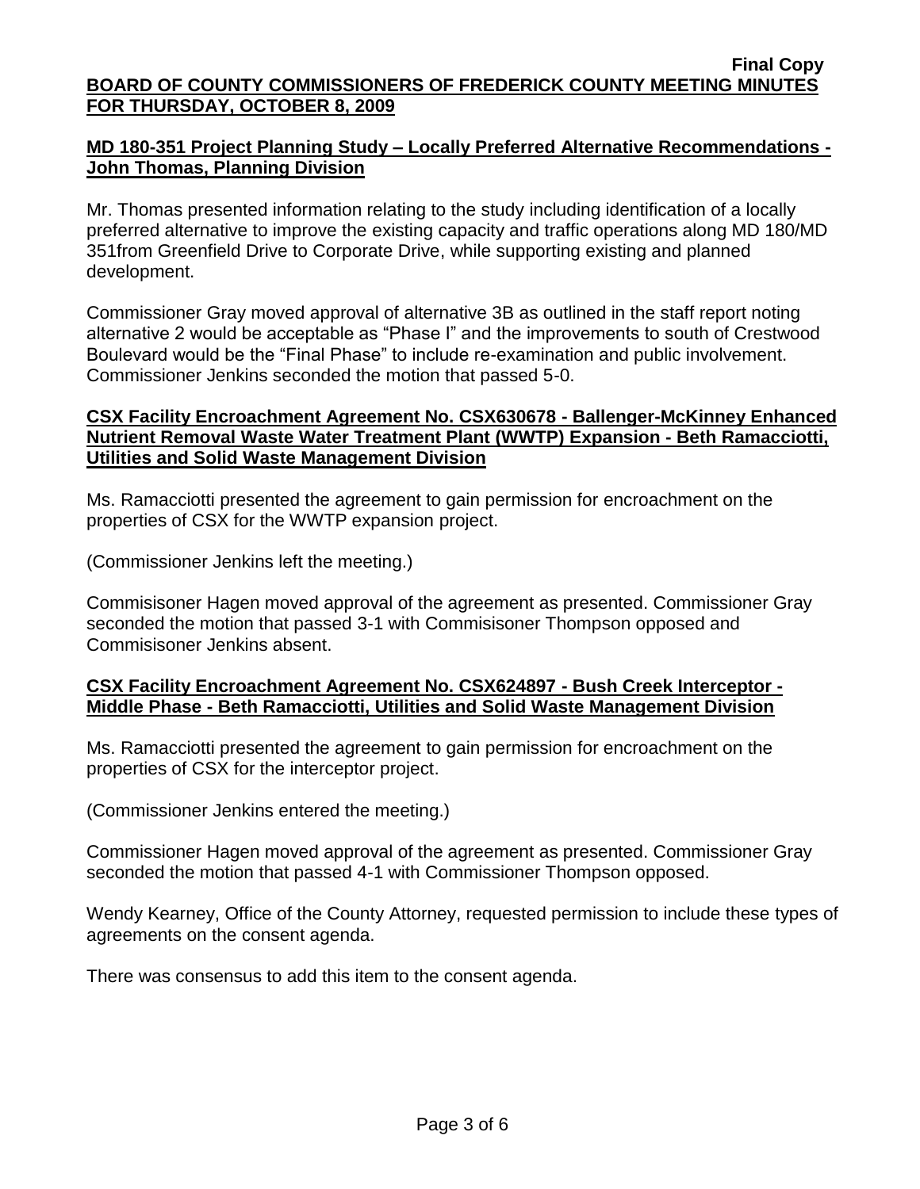**MD 180-351 Project Planning Study – Locally Preferred Alternative Recommendations - John Thomas, Planning Division**

Mr. Thomas presented information relating to the study including identification of a locally preferred alternative to improve the existing capacity and traffic operations along MD 180/MD 351from Greenfield Drive to Corporate Drive, while supporting existing and planned development.

Commissioner Gray moved approval of alternative 3B as outlined in the staff report noting alternative 2 would be acceptable as "Phase I" and the improvements to south of Crestwood Boulevard would be the "Final Phase" to include re-examination and public involvement. Commissioner Jenkins seconded the motion that passed 5-0.

**CSX Facility Encroachment Agreement No. CSX630678 - Ballenger-McKinney Enhanced Nutrient Removal Waste Water Treatment Plant (WWTP) Expansion - Beth Ramacciotti, Utilities and Solid Waste Management Division**

Ms. Ramacciotti presented the agreement to gain permission for encroachment on the properties of CSX for the WWTP expansion project.

(Commissioner Jenkins left the meeting.)

Commisisoner Hagen moved approval of the agreement as presented. Commissioner Gray seconded the motion that passed 3-1 with Commisisoner Thompson opposed and Commisisoner Jenkins absent.

**CSX Facility Encroachment Agreement No. CSX624897 - Bush Creek Interceptor - Middle Phase - Beth Ramacciotti, Utilities and Solid Waste Management Division**

Ms. Ramacciotti presented the agreement to gain permission for encroachment on the properties of CSX for the interceptor project.

(Commissioner Jenkins entered the meeting.)

Commissioner Hagen moved approval of the agreement as presented. Commissioner Gray seconded the motion that passed 4-1 with Commissioner Thompson opposed.

Wendy Kearney, Office of the County Attorney, requested permission to include these types of agreements on the consent agenda.

There was consensus to add this item to the consent agenda.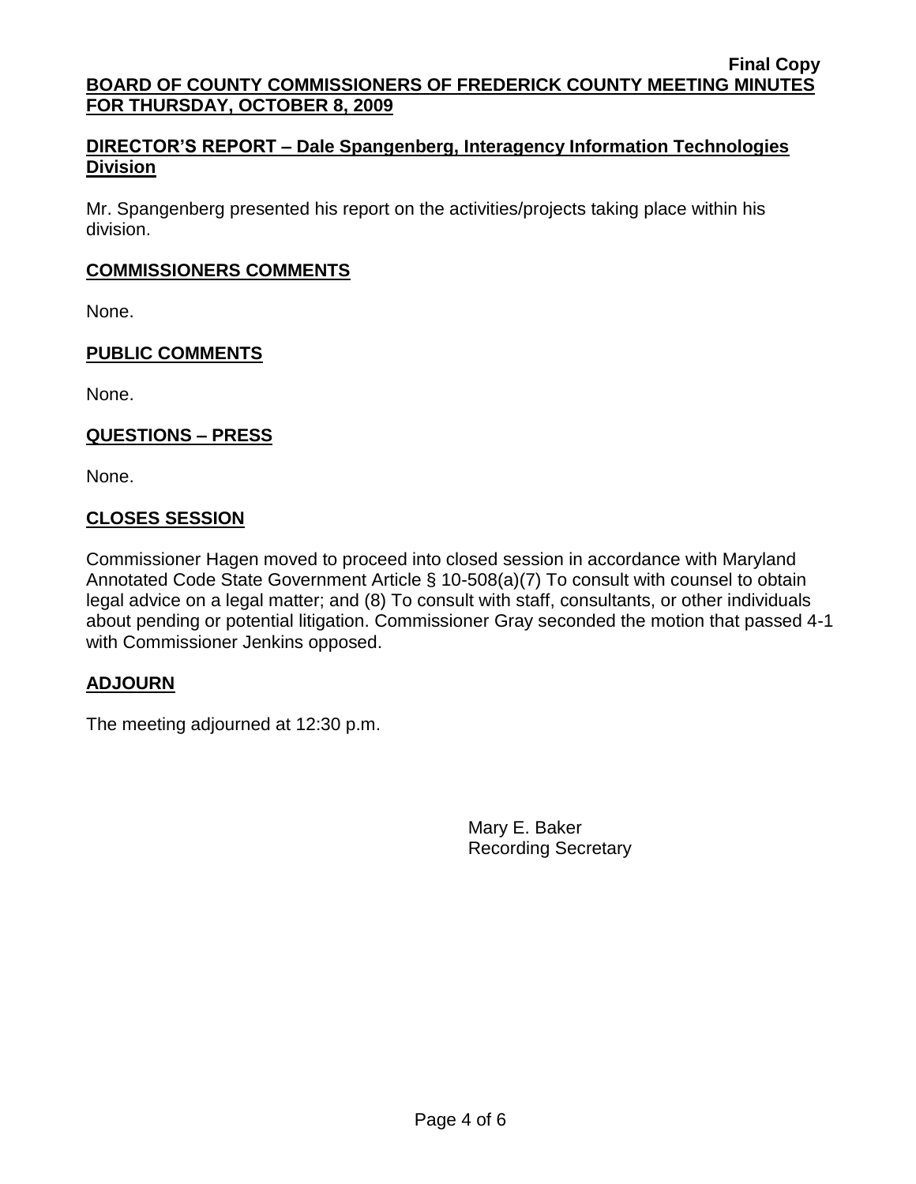**Final Copy**

**BOARD OF COUNTY COMMISSIONERS OF FREDERICK COUNTY MEETING MINUTES FOR THURSDAY, OCTOBER 8, 2009**

## DIRECTOR'S REPORT – Dale Spangenberg, Interagency Information Technologies Division

Mr. Spangenberg presented his report on the activities/projects taking place within his division.

## COMMISSIONERS COMMENTS

None.

## PUBLIC COMMENTS

None.

## QUESTIONS – PRESS

None.

## CLOSES SESSION

Commissioner Hagen moved to proceed into closed session in accordance with Maryland Annotated Code State Government Article § 10-508(a)(7) To consult with counsel to obtain legal advice on a legal matter; and (8) To consult with staff, consultants, or other individuals about pending or potential litigation. Commissioner Gray seconded the motion that passed 4-1 with Commissioner Jenkins opposed.

## ADJOURN

The meeting adjourned at 12:30 p.m.

Mary E. Baker
Recording Secretary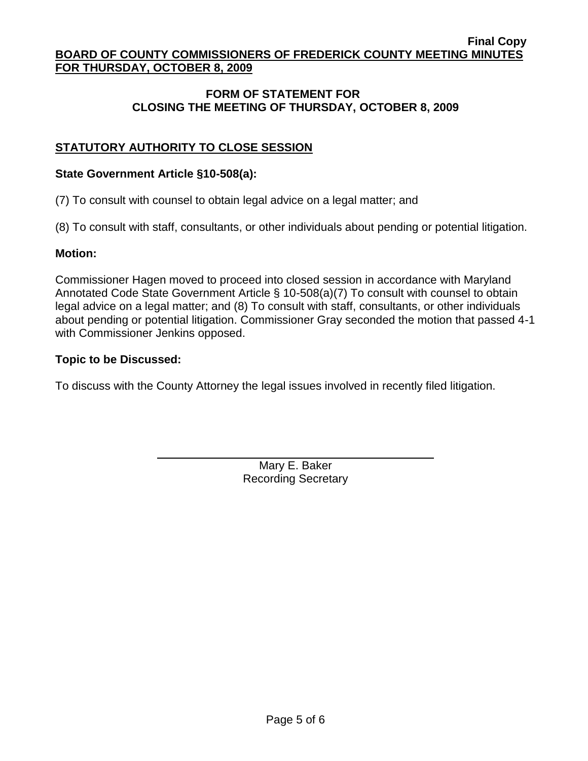## FORM OF STATEMENT FOR CLOSING THE MEETING OF THURSDAY, OCTOBER 8, 2009

### STATUTORY AUTHORITY TO CLOSE SESSION

**State Government Article §10-508(a):**

(7) To consult with counsel to obtain legal advice on a legal matter; and

(8) To consult with staff, consultants, or other individuals about pending or potential litigation.

**Motion:**

Commissioner Hagen moved to proceed into closed session in accordance with Maryland Annotated Code State Government Article § 10-508(a)(7) To consult with counsel to obtain legal advice on a legal matter; and (8) To consult with staff, consultants, or other individuals about pending or potential litigation. Commissioner Gray seconded the motion that passed 4-1 with Commissioner Jenkins opposed.

**Topic to be Discussed:**

To discuss with the County Attorney the legal issues involved in recently filed litigation.

Mary E. Baker
Recording Secretary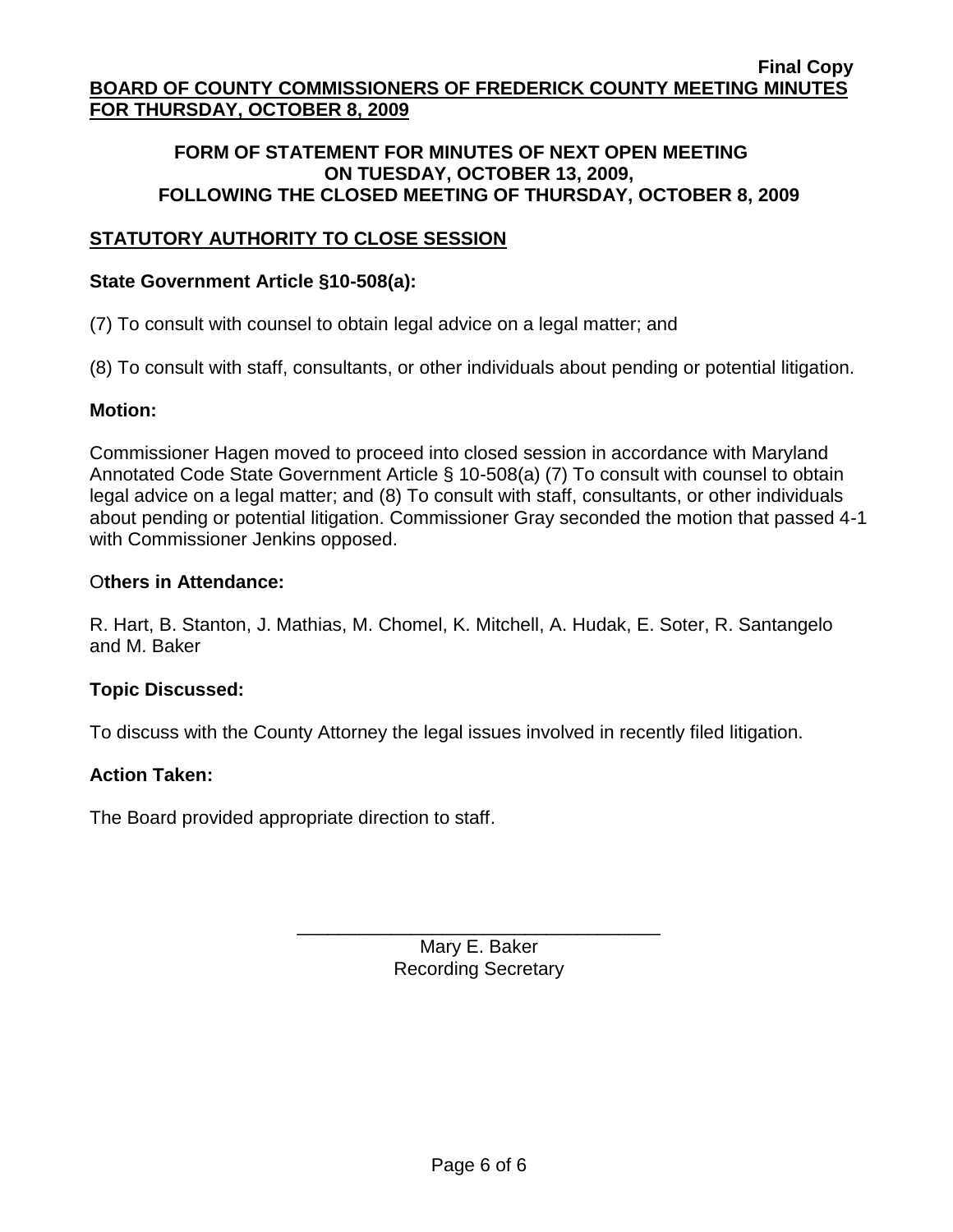**Final Copy**

**BOARD OF COUNTY COMMISSIONERS OF FREDERICK COUNTY MEETING MINUTES FOR THURSDAY, OCTOBER 8, 2009**

**FORM OF STATEMENT FOR MINUTES OF NEXT OPEN MEETING ON TUESDAY, OCTOBER 13, 2009, FOLLOWING THE CLOSED MEETING OF THURSDAY, OCTOBER 8, 2009**

## STATUTORY AUTHORITY TO CLOSE SESSION

### State Government Article §10-508(a):

(7) To consult with counsel to obtain legal advice on a legal matter; and

(8) To consult with staff, consultants, or other individuals about pending or potential litigation.

### Motion:

Commissioner Hagen moved to proceed into closed session in accordance with Maryland Annotated Code State Government Article § 10-508(a) (7) To consult with counsel to obtain legal advice on a legal matter; and (8) To consult with staff, consultants, or other individuals about pending or potential litigation. Commissioner Gray seconded the motion that passed 4-1 with Commissioner Jenkins opposed.

### Others in Attendance:

R. Hart, B. Stanton, J. Mathias, M. Chomel, K. Mitchell, A. Hudak, E. Soter, R. Santangelo and M. Baker

### Topic Discussed:

To discuss with the County Attorney the legal issues involved in recently filed litigation.

### Action Taken:

The Board provided appropriate direction to staff.

\_\_\_\_\_\_\_\_\_\_\_\_\_\_\_\_\_\_\_\_\_\_\_\_\_\_\_\_\_\_\_\_\_\_\_

Mary E. Baker
Recording Secretary